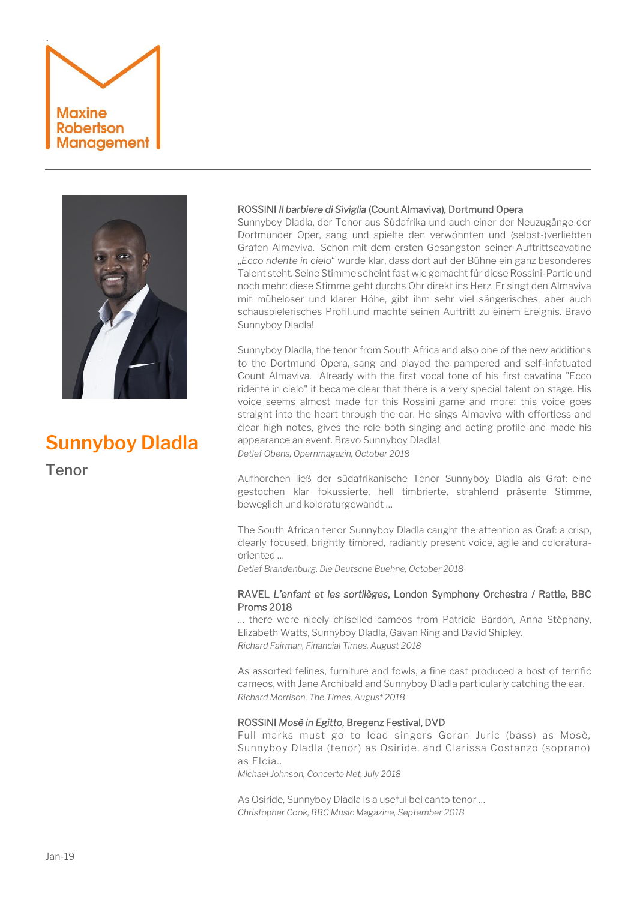Maxine Robertson Management

# Sunnyboy Dladla

Tenor

**ROSSINI *Il barbiere di Siviglia* (Count Almaviva), Dortmund Opera**

Sunnyboy Dladla, der Tenor aus Südafrika und auch einer der Neuzugänge der Dortmunder Oper, sang und spielte den verwöhnten und (selbst-)verliebten Grafen Almaviva. Schon mit dem ersten Gesangston seiner Auftrittscavatine „*Ecco ridente in cielo*" wurde klar, dass dort auf der Bühne ein ganz besonderes Talent steht. Seine Stimme scheint fast wie gemacht für diese Rossini-Partie und noch mehr: diese Stimme geht durchs Ohr direkt ins Herz. Er singt den Almaviva mit müheloser und klarer Höhe, gibt ihm sehr viel sängerisches, aber auch schauspielerisches Profil und machte seinen Auftritt zu einem Ereignis. Bravo Sunnyboy Dladla!

Sunnyboy Dladla, the tenor from South Africa and also one of the new additions to the Dortmund Opera, sang and played the pampered and self-infatuated Count Almaviva. Already with the first vocal tone of his first cavatina "Ecco ridente in cielo" it became clear that there is a very special talent on stage. His voice seems almost made for this Rossini game and more: this voice goes straight into the heart through the ear. He sings Almaviva with effortless and clear high notes, gives the role both singing and acting profile and made his appearance an event. Bravo Sunnyboy Dladla!

*Detlef Obens, Opernmagazin, October 2018*

Aufhorchen ließ der südafrikanische Tenor Sunnyboy Dladla als Graf: eine gestochen klar fokussierte, hell timbrierte, strahlend präsente Stimme, beweglich und koloraturgewandt …

The South African tenor Sunnyboy Dladla caught the attention as Graf: a crisp, clearly focused, brightly timbred, radiantly present voice, agile and coloratura-oriented …

*Detlef Brandenburg, Die Deutsche Buehne, October 2018*

**RAVEL *L'enfant et les sortilèges*, London Symphony Orchestra / Rattle, BBC Proms 2018**

… there were nicely chiselled cameos from Patricia Bardon, Anna Stéphany, Elizabeth Watts, Sunnyboy Dladla, Gavan Ring and David Shipley.

*Richard Fairman, Financial Times, August 2018*

As assorted felines, furniture and fowls, a fine cast produced a host of terrific cameos, with Jane Archibald and Sunnyboy Dladla particularly catching the ear.

*Richard Morrison, The Times, August 2018*

**ROSSINI *Mosè in Egitto*, Bregenz Festival, DVD**

Full marks must go to lead singers Goran Juric (bass) as Mosè, Sunnyboy Dladla (tenor) as Osiride, and Clarissa Costanzo (soprano) as Elcia..

*Michael Johnson, Concerto Net, July 2018*

As Osiride, Sunnyboy Dladla is a useful bel canto tenor …

*Christopher Cook, BBC Music Magazine, September 2018*

Jan-19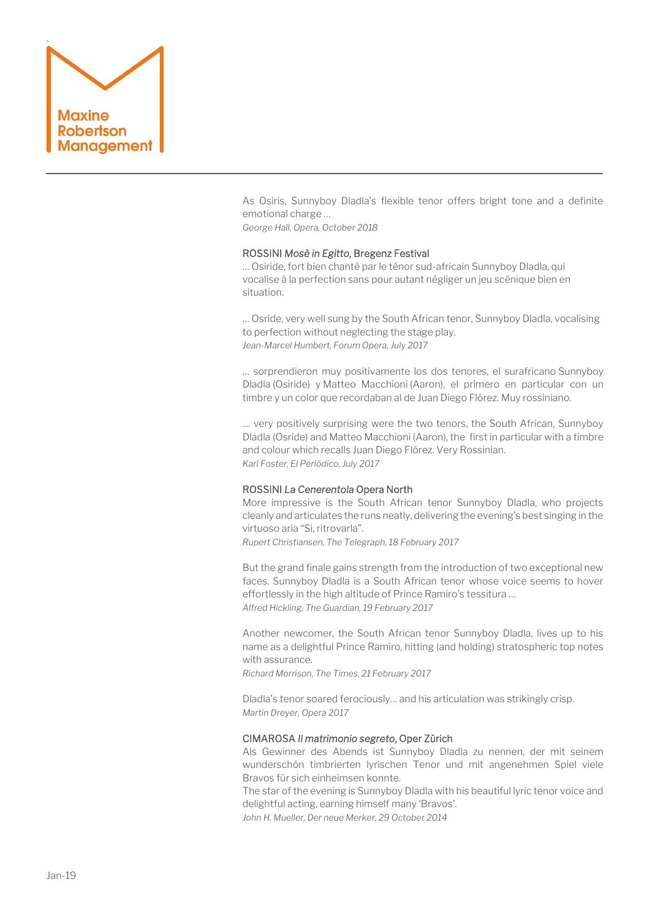As Osiris, Sunnyboy Dladla's flexible tenor offers bright tone and a definite emotional charge …
*George Hall, Opera, October 2018*

ROSSINI *Mosè in Egitto,* Bregenz Festival
… Osiride, fort bien chanté par le ténor sud-africain Sunnyboy Dladla, qui vocalise à la perfection sans pour autant négliger un jeu scénique bien en situation.

… Osride, very well sung by the South African tenor, Sunnyboy Dladla, vocalising to perfection without neglecting the stage play.
*Jean-Marcel Humbert, Forum Opera, July 2017*

… sorprendieron muy positivamente los dos tenores, el surafricano Sunnyboy Dladla (Osiride) y Matteo Macchioni (Aaron), el primero en particular con un timbre y un color que recordaban al de Juan Diego Flórez. Muy rossiniano.

…. very positively surprising were the two tenors, the South African, Sunnyboy Dladla (Osride) and Matteo Macchioni (Aaron), the first in particular with a timbre and colour which recalls Juan Diego Flórez. Very Rossinian.
*Karl Foster, El Periódico, July 2017*

ROSSINI *La Cenerentola* Opera North
More impressive is the South African tenor Sunnyboy Dladla, who projects cleanly and articulates the runs neatly, delivering the evening's best singing in the virtuoso aria "Si, ritrovarla".
*Rupert Christiansen, The Telegraph, 18 February 2017*

But the grand finale gains strength from the introduction of two exceptional new faces. Sunnyboy Dladla is a South African tenor whose voice seems to hover effortlessly in the high altitude of Prince Ramiro's tessitura …
*Alfred Hickling, The Guardian, 19 February 2017*

Another newcomer, the South African tenor Sunnyboy Dladla, lives up to his name as a delightful Prince Ramiro, hitting (and holding) stratospheric top notes with assurance.
*Richard Morrison, The Times, 21 February 2017*

Dladla's tenor soared ferociously… and his articulation was strikingly crisp.
*Martin Dreyer, Opera 2017*

CIMAROSA *Il matrimonio segreto*, Oper Zürich
Als Gewinner des Abends ist Sunnyboy Dladla zu nennen, der mit seinem wunderschön timbrierten lyrischen Tenor und mit angenehmen Spiel viele Bravos für sich einheimsen konnte.
The star of the evening is Sunnyboy Dladla with his beautiful lyric tenor voice and delightful acting, earning himself many 'Bravos'.
*John H. Mueller, Der neue Merker, 29 October 2014*